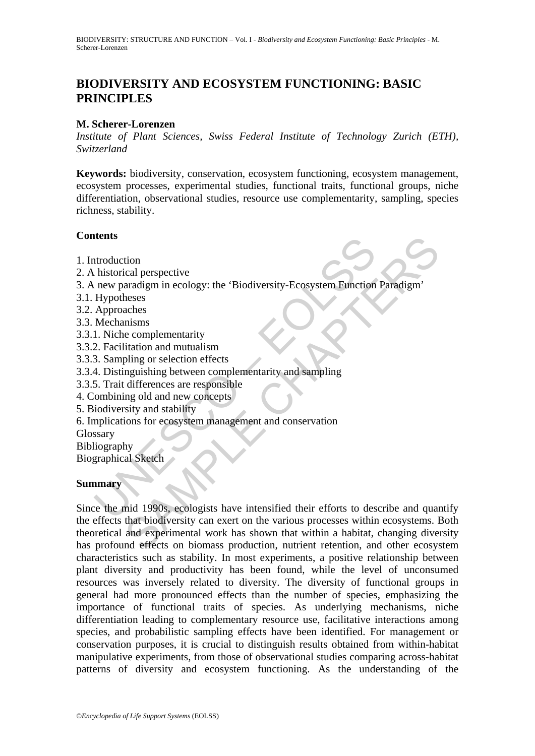# BIODIVERSITY AND ECOSYSTEM FUNCTIONING: BASIC PRINCIPLES

**M. Scherer-Lorenzen**

*Institute of Plant Sciences, Swiss Federal Institute of Technology Zurich (ETH), Switzerland*

**Keywords:** biodiversity, conservation, ecosystem functioning, ecosystem management, ecosystem processes, experimental studies, functional traits, functional groups, niche differentiation, observational studies, resource use complementarity, sampling, species richness, stability.

## Contents

1. Introduction
2. A historical perspective
3. A new paradigm in ecology: the 'Biodiversity-Ecosystem Function Paradigm'
3.1. Hypotheses
3.2. Approaches
3.3. Mechanisms
3.3.1. Niche complementarity
3.3.2. Facilitation and mutualism
3.3.3. Sampling or selection effects
3.3.4. Distinguishing between complementarity and sampling
3.3.5. Trait differences are responsible
4. Combining old and new concepts
5. Biodiversity and stability
6. Implications for ecosystem management and conservation

Glossary
Bibliography
Biographical Sketch

## Summary

Since the mid 1990s, ecologists have intensified their efforts to describe and quantify the effects that biodiversity can exert on the various processes within ecosystems. Both theoretical and experimental work has shown that within a habitat, changing diversity has profound effects on biomass production, nutrient retention, and other ecosystem characteristics such as stability. In most experiments, a positive relationship between plant diversity and productivity has been found, while the level of unconsumed resources was inversely related to diversity. The diversity of functional groups in general had more pronounced effects than the number of species, emphasizing the importance of functional traits of species. As underlying mechanisms, niche differentiation leading to complementary resource use, facilitative interactions among species, and probabilistic sampling effects have been identified. For management or conservation purposes, it is crucial to distinguish results obtained from within-habitat manipulative experiments, from those of observational studies comparing across-habitat patterns of diversity and ecosystem functioning. As the understanding of the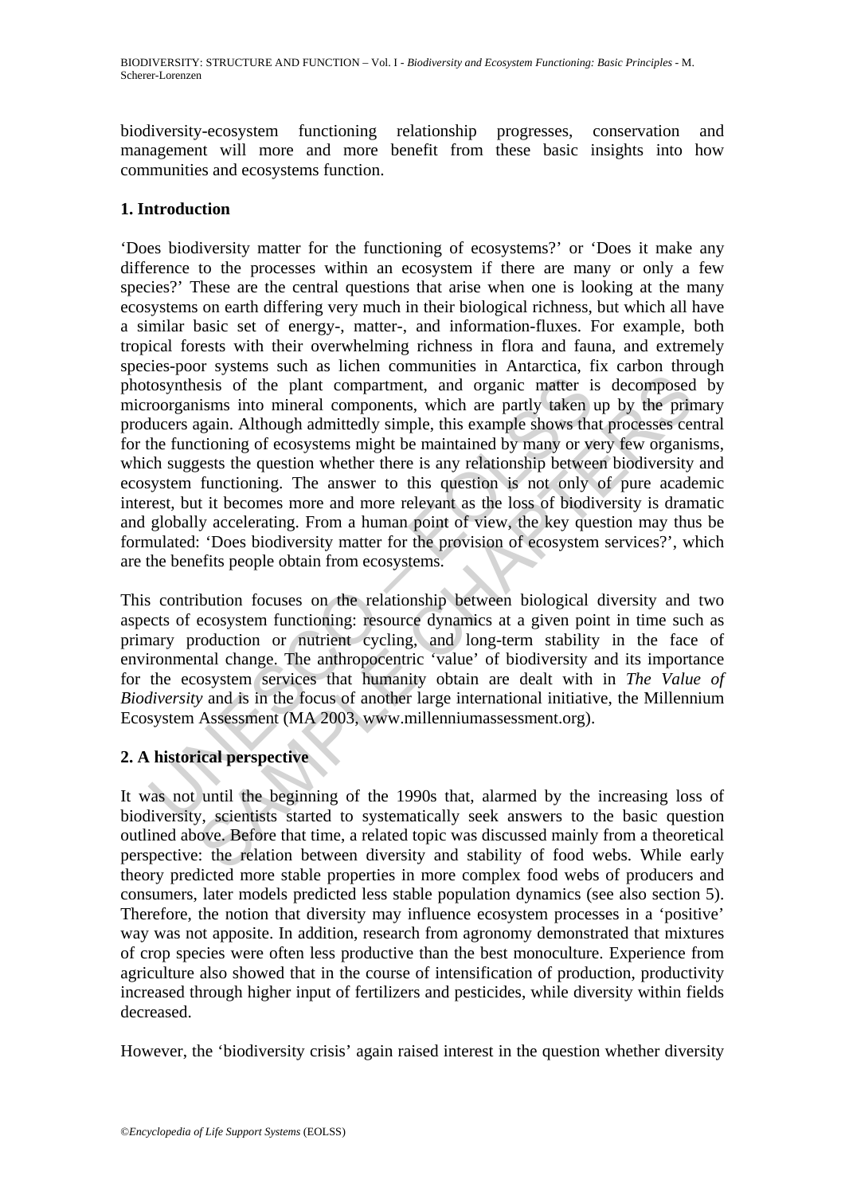biodiversity-ecosystem functioning relationship progresses, conservation and management will more and more benefit from these basic insights into how communities and ecosystems function.

## 1. Introduction

'Does biodiversity matter for the functioning of ecosystems?' or 'Does it make any difference to the processes within an ecosystem if there are many or only a few species?' These are the central questions that arise when one is looking at the many ecosystems on earth differing very much in their biological richness, but which all have a similar basic set of energy-, matter-, and information-fluxes. For example, both tropical forests with their overwhelming richness in flora and fauna, and extremely species-poor systems such as lichen communities in Antarctica, fix carbon through photosynthesis of the plant compartment, and organic matter is decomposed by microorganisms into mineral components, which are partly taken up by the primary producers again. Although admittedly simple, this example shows that processes central for the functioning of ecosystems might be maintained by many or very few organisms, which suggests the question whether there is any relationship between biodiversity and ecosystem functioning. The answer to this question is not only of pure academic interest, but it becomes more and more relevant as the loss of biodiversity is dramatic and globally accelerating. From a human point of view, the key question may thus be formulated: 'Does biodiversity matter for the provision of ecosystem services?', which are the benefits people obtain from ecosystems.

This contribution focuses on the relationship between biological diversity and two aspects of ecosystem functioning: resource dynamics at a given point in time such as primary production or nutrient cycling, and long-term stability in the face of environmental change. The anthropocentric 'value' of biodiversity and its importance for the ecosystem services that humanity obtain are dealt with in *The Value of Biodiversity* and is in the focus of another large international initiative, the Millennium Ecosystem Assessment (MA 2003, www.millenniumassessment.org).

## 2. A historical perspective

It was not until the beginning of the 1990s that, alarmed by the increasing loss of biodiversity, scientists started to systematically seek answers to the basic question outlined above. Before that time, a related topic was discussed mainly from a theoretical perspective: the relation between diversity and stability of food webs. While early theory predicted more stable properties in more complex food webs of producers and consumers, later models predicted less stable population dynamics (see also section 5). Therefore, the notion that diversity may influence ecosystem processes in a 'positive' way was not apposite. In addition, research from agronomy demonstrated that mixtures of crop species were often less productive than the best monoculture. Experience from agriculture also showed that in the course of intensification of production, productivity increased through higher input of fertilizers and pesticides, while diversity within fields decreased.

However, the 'biodiversity crisis' again raised interest in the question whether diversity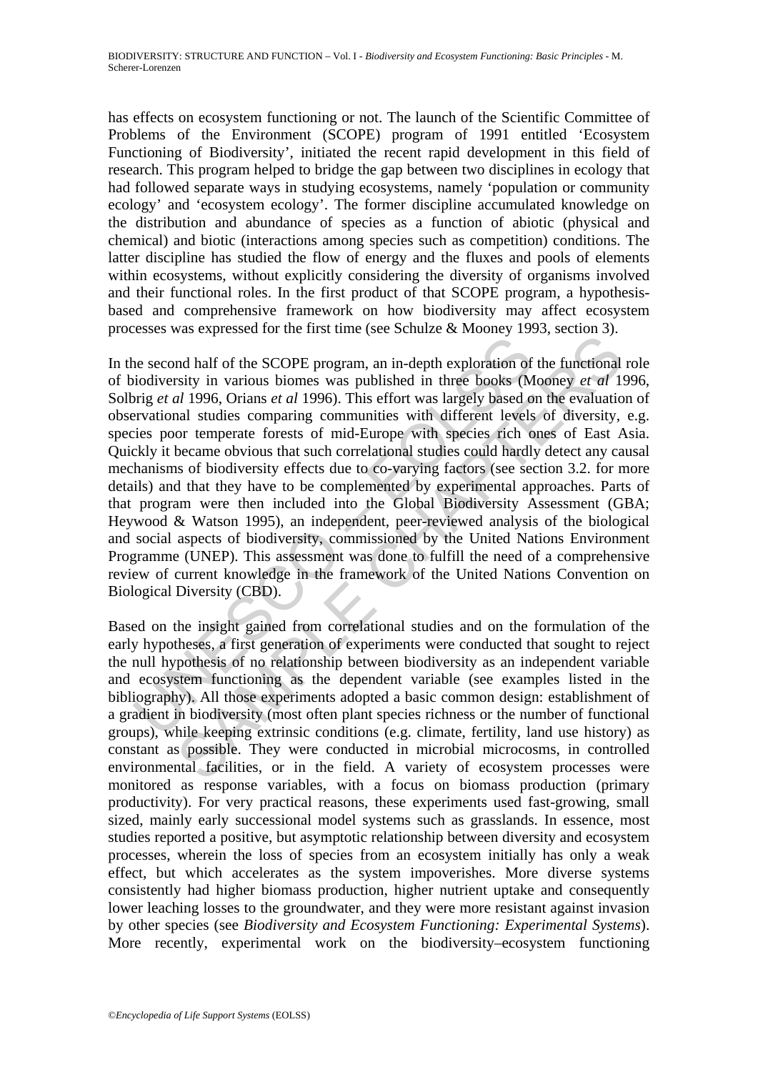has effects on ecosystem functioning or not. The launch of the Scientific Committee of Problems of the Environment (SCOPE) program of 1991 entitled 'Ecosystem Functioning of Biodiversity', initiated the recent rapid development in this field of research. This program helped to bridge the gap between two disciplines in ecology that had followed separate ways in studying ecosystems, namely 'population or community ecology' and 'ecosystem ecology'. The former discipline accumulated knowledge on the distribution and abundance of species as a function of abiotic (physical and chemical) and biotic (interactions among species such as competition) conditions. The latter discipline has studied the flow of energy and the fluxes and pools of elements within ecosystems, without explicitly considering the diversity of organisms involved and their functional roles. In the first product of that SCOPE program, a hypothesis-based and comprehensive framework on how biodiversity may affect ecosystem processes was expressed for the first time (see Schulze & Mooney 1993, section 3).

In the second half of the SCOPE program, an in-depth exploration of the functional role of biodiversity in various biomes was published in three books (Mooney *et al* 1996, Solbrig *et al* 1996, Orians *et al* 1996). This effort was largely based on the evaluation of observational studies comparing communities with different levels of diversity, e.g. species poor temperate forests of mid-Europe with species rich ones of East Asia. Quickly it became obvious that such correlational studies could hardly detect any causal mechanisms of biodiversity effects due to co-varying factors (see section 3.2. for more details) and that they have to be complemented by experimental approaches. Parts of that program were then included into the Global Biodiversity Assessment (GBA; Heywood & Watson 1995), an independent, peer-reviewed analysis of the biological and social aspects of biodiversity, commissioned by the United Nations Environment Programme (UNEP). This assessment was done to fulfill the need of a comprehensive review of current knowledge in the framework of the United Nations Convention on Biological Diversity (CBD).

Based on the insight gained from correlational studies and on the formulation of the early hypotheses, a first generation of experiments were conducted that sought to reject the null hypothesis of no relationship between biodiversity as an independent variable and ecosystem functioning as the dependent variable (see examples listed in the bibliography). All those experiments adopted a basic common design: establishment of a gradient in biodiversity (most often plant species richness or the number of functional groups), while keeping extrinsic conditions (e.g. climate, fertility, land use history) as constant as possible. They were conducted in microbial microcosms, in controlled environmental facilities, or in the field. A variety of ecosystem processes were monitored as response variables, with a focus on biomass production (primary productivity). For very practical reasons, these experiments used fast-growing, small sized, mainly early successional model systems such as grasslands. In essence, most studies reported a positive, but asymptotic relationship between diversity and ecosystem processes, wherein the loss of species from an ecosystem initially has only a weak effect, but which accelerates as the system impoverishes. More diverse systems consistently had higher biomass production, higher nutrient uptake and consequently lower leaching losses to the groundwater, and they were more resistant against invasion by other species (see *Biodiversity and Ecosystem Functioning: Experimental Systems*). More recently, experimental work on the biodiversity–ecosystem functioning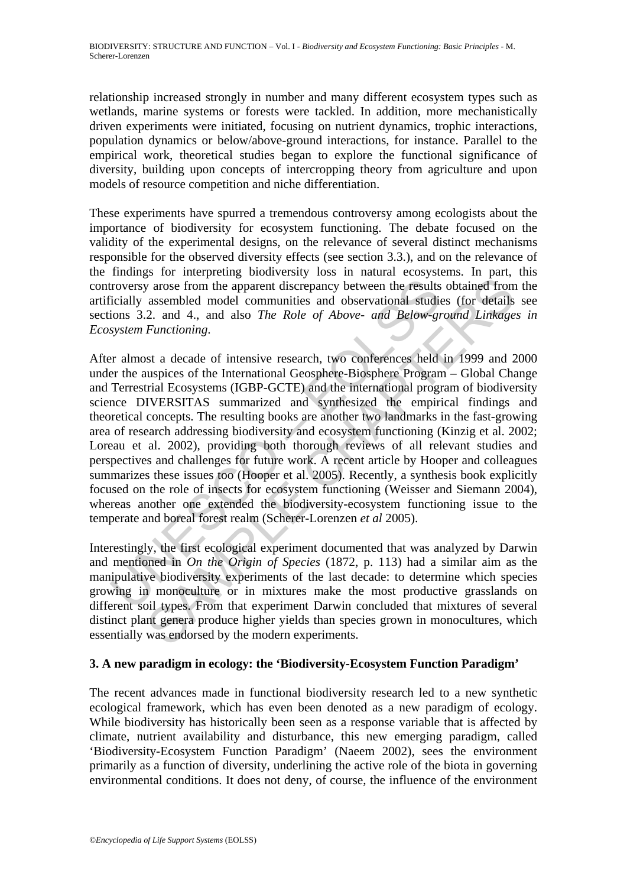relationship increased strongly in number and many different ecosystem types such as wetlands, marine systems or forests were tackled. In addition, more mechanistically driven experiments were initiated, focusing on nutrient dynamics, trophic interactions, population dynamics or below/above-ground interactions, for instance. Parallel to the empirical work, theoretical studies began to explore the functional significance of diversity, building upon concepts of intercropping theory from agriculture and upon models of resource competition and niche differentiation.

These experiments have spurred a tremendous controversy among ecologists about the importance of biodiversity for ecosystem functioning. The debate focused on the validity of the experimental designs, on the relevance of several distinct mechanisms responsible for the observed diversity effects (see section 3.3.), and on the relevance of the findings for interpreting biodiversity loss in natural ecosystems. In part, this controversy arose from the apparent discrepancy between the results obtained from the artificially assembled model communities and observational studies (for details see sections 3.2. and 4., and also *The Role of Above- and Below-ground Linkages in Ecosystem Functioning*.

After almost a decade of intensive research, two conferences held in 1999 and 2000 under the auspices of the International Geosphere-Biosphere Program – Global Change and Terrestrial Ecosystems (IGBP-GCTE) and the international program of biodiversity science DIVERSITAS summarized and synthesized the empirical findings and theoretical concepts. The resulting books are another two landmarks in the fast-growing area of research addressing biodiversity and ecosystem functioning (Kinzig et al. 2002; Loreau et al. 2002), providing both thorough reviews of all relevant studies and perspectives and challenges for future work. A recent article by Hooper and colleagues summarizes these issues too (Hooper et al. 2005). Recently, a synthesis book explicitly focused on the role of insects for ecosystem functioning (Weisser and Siemann 2004), whereas another one extended the biodiversity-ecosystem functioning issue to the temperate and boreal forest realm (Scherer-Lorenzen *et al* 2005).

Interestingly, the first ecological experiment documented that was analyzed by Darwin and mentioned in *On the Origin of Species* (1872, p. 113) had a similar aim as the manipulative biodiversity experiments of the last decade: to determine which species growing in monoculture or in mixtures make the most productive grasslands on different soil types. From that experiment Darwin concluded that mixtures of several distinct plant genera produce higher yields than species grown in monocultures, which essentially was endorsed by the modern experiments.

## 3. A new paradigm in ecology: the 'Biodiversity-Ecosystem Function Paradigm'

The recent advances made in functional biodiversity research led to a new synthetic ecological framework, which has even been denoted as a new paradigm of ecology. While biodiversity has historically been seen as a response variable that is affected by climate, nutrient availability and disturbance, this new emerging paradigm, called 'Biodiversity-Ecosystem Function Paradigm' (Naeem 2002), sees the environment primarily as a function of diversity, underlining the active role of the biota in governing environmental conditions. It does not deny, of course, the influence of the environment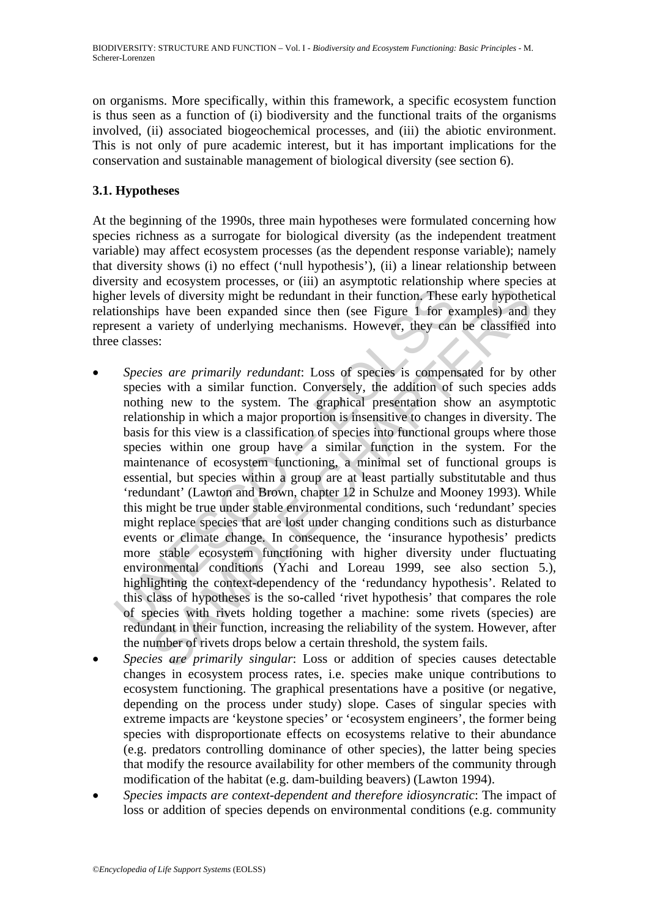on organisms. More specifically, within this framework, a specific ecosystem function is thus seen as a function of (i) biodiversity and the functional traits of the organisms involved, (ii) associated biogeochemical processes, and (iii) the abiotic environment. This is not only of pure academic interest, but it has important implications for the conservation and sustainable management of biological diversity (see section 6).

### 3.1. Hypotheses

At the beginning of the 1990s, three main hypotheses were formulated concerning how species richness as a surrogate for biological diversity (as the independent treatment variable) may affect ecosystem processes (as the dependent response variable); namely that diversity shows (i) no effect ('null hypothesis'), (ii) a linear relationship between diversity and ecosystem processes, or (iii) an asymptotic relationship where species at higher levels of diversity might be redundant in their function. These early hypothetical relationships have been expanded since then (see Figure 1 for examples) and they represent a variety of underlying mechanisms. However, they can be classified into three classes:

- *Species are primarily redundant*: Loss of species is compensated for by other species with a similar function. Conversely, the addition of such species adds nothing new to the system. The graphical presentation show an asymptotic relationship in which a major proportion is insensitive to changes in diversity. The basis for this view is a classification of species into functional groups where those species within one group have a similar function in the system. For the maintenance of ecosystem functioning, a minimal set of functional groups is essential, but species within a group are at least partially substitutable and thus 'redundant' (Lawton and Brown, chapter 12 in Schulze and Mooney 1993). While this might be true under stable environmental conditions, such 'redundant' species might replace species that are lost under changing conditions such as disturbance events or climate change. In consequence, the 'insurance hypothesis' predicts more stable ecosystem functioning with higher diversity under fluctuating environmental conditions (Yachi and Loreau 1999, see also section 5.), highlighting the context-dependency of the 'redundancy hypothesis'. Related to this class of hypotheses is the so-called 'rivet hypothesis' that compares the role of species with rivets holding together a machine: some rivets (species) are redundant in their function, increasing the reliability of the system. However, after the number of rivets drops below a certain threshold, the system fails.
- *Species are primarily singular*: Loss or addition of species causes detectable changes in ecosystem process rates, i.e. species make unique contributions to ecosystem functioning. The graphical presentations have a positive (or negative, depending on the process under study) slope. Cases of singular species with extreme impacts are 'keystone species' or 'ecosystem engineers', the former being species with disproportionate effects on ecosystems relative to their abundance (e.g. predators controlling dominance of other species), the latter being species that modify the resource availability for other members of the community through modification of the habitat (e.g. dam-building beavers) (Lawton 1994).
- *Species impacts are context-dependent and therefore idiosyncratic*: The impact of loss or addition of species depends on environmental conditions (e.g. community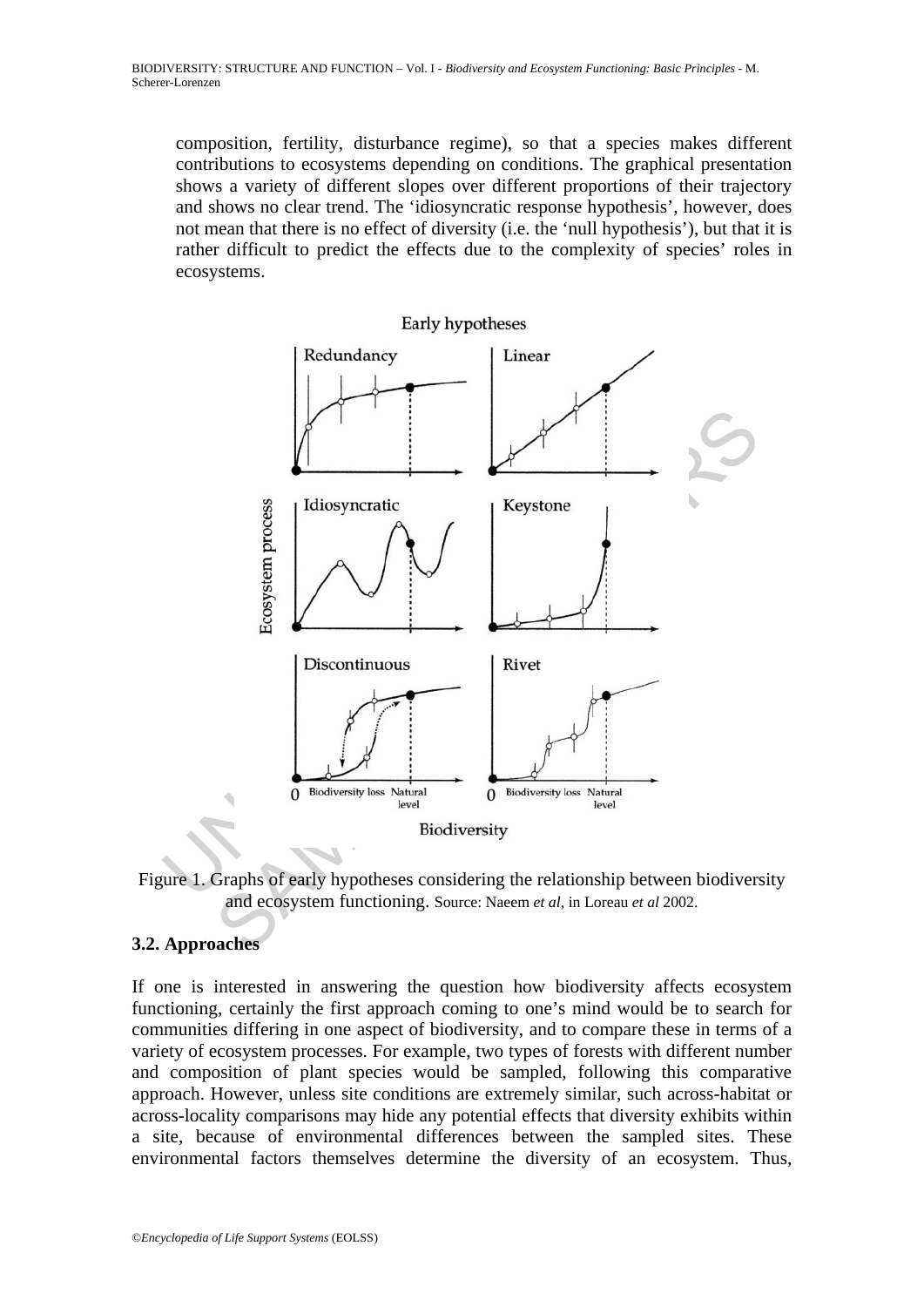composition, fertility, disturbance regime), so that a species makes different contributions to ecosystems depending on conditions. The graphical presentation shows a variety of different slopes over different proportions of their trajectory and shows no clear trend. The 'idiosyncratic response hypothesis', however, does not mean that there is no effect of diversity (i.e. the 'null hypothesis'), but that it is rather difficult to predict the effects due to the complexity of species' roles in ecosystems.

Figure 1. Graphs of early hypotheses considering the relationship between biodiversity and ecosystem functioning. Source: Naeem *et al*, in Loreau *et al* 2002.

### 3.2. Approaches

If one is interested in answering the question how biodiversity affects ecosystem functioning, certainly the first approach coming to one's mind would be to search for communities differing in one aspect of biodiversity, and to compare these in terms of a variety of ecosystem processes. For example, two types of forests with different number and composition of plant species would be sampled, following this comparative approach. However, unless site conditions are extremely similar, such across-habitat or across-locality comparisons may hide any potential effects that diversity exhibits within a site, because of environmental differences between the sampled sites. These environmental factors themselves determine the diversity of an ecosystem. Thus,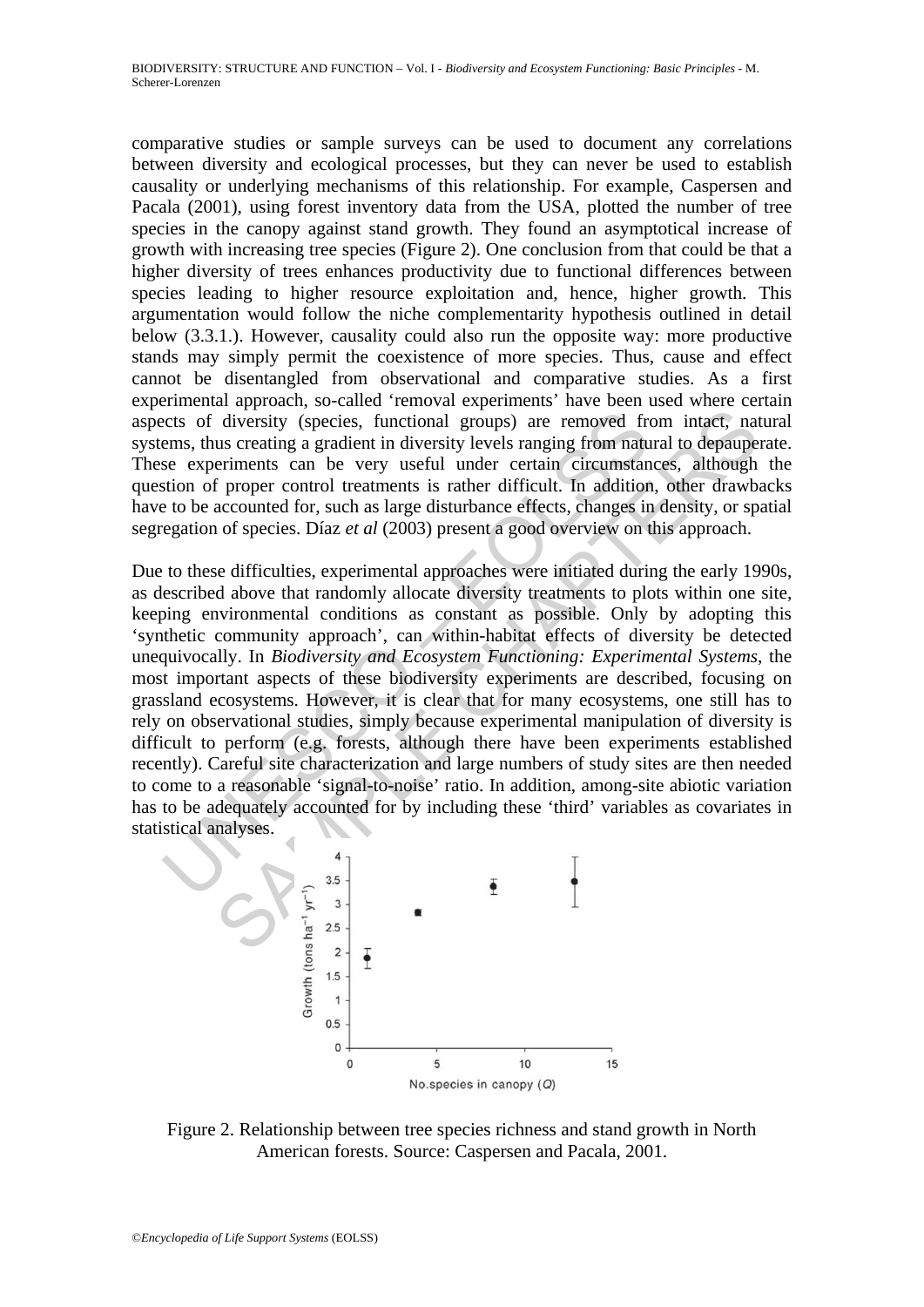comparative studies or sample surveys can be used to document any correlations between diversity and ecological processes, but they can never be used to establish causality or underlying mechanisms of this relationship. For example, Caspersen and Pacala (2001), using forest inventory data from the USA, plotted the number of tree species in the canopy against stand growth. They found an asymptotical increase of growth with increasing tree species (Figure 2). One conclusion from that could be that a higher diversity of trees enhances productivity due to functional differences between species leading to higher resource exploitation and, hence, higher growth. This argumentation would follow the niche complementarity hypothesis outlined in detail below (3.3.1.). However, causality could also run the opposite way: more productive stands may simply permit the coexistence of more species. Thus, cause and effect cannot be disentangled from observational and comparative studies. As a first experimental approach, so-called 'removal experiments' have been used where certain aspects of diversity (species, functional groups) are removed from intact, natural systems, thus creating a gradient in diversity levels ranging from natural to depauperate. These experiments can be very useful under certain circumstances, although the question of proper control treatments is rather difficult. In addition, other drawbacks have to be accounted for, such as large disturbance effects, changes in density, or spatial segregation of species. Díaz *et al* (2003) present a good overview on this approach.

Due to these difficulties, experimental approaches were initiated during the early 1990s, as described above that randomly allocate diversity treatments to plots within one site, keeping environmental conditions as constant as possible. Only by adopting this 'synthetic community approach', can within-habitat effects of diversity be detected unequivocally. In *Biodiversity and Ecosystem Functioning: Experimental Systems*, the most important aspects of these biodiversity experiments are described, focusing on grassland ecosystems. However, it is clear that for many ecosystems, one still has to rely on observational studies, simply because experimental manipulation of diversity is difficult to perform (e.g. forests, although there have been experiments established recently). Careful site characterization and large numbers of study sites are then needed to come to a reasonable 'signal-to-noise' ratio. In addition, among-site abiotic variation has to be adequately accounted for by including these 'third' variables as covariates in statistical analyses.

Figure 2. Relationship between tree species richness and stand growth in North American forests. Source: Caspersen and Pacala, 2001.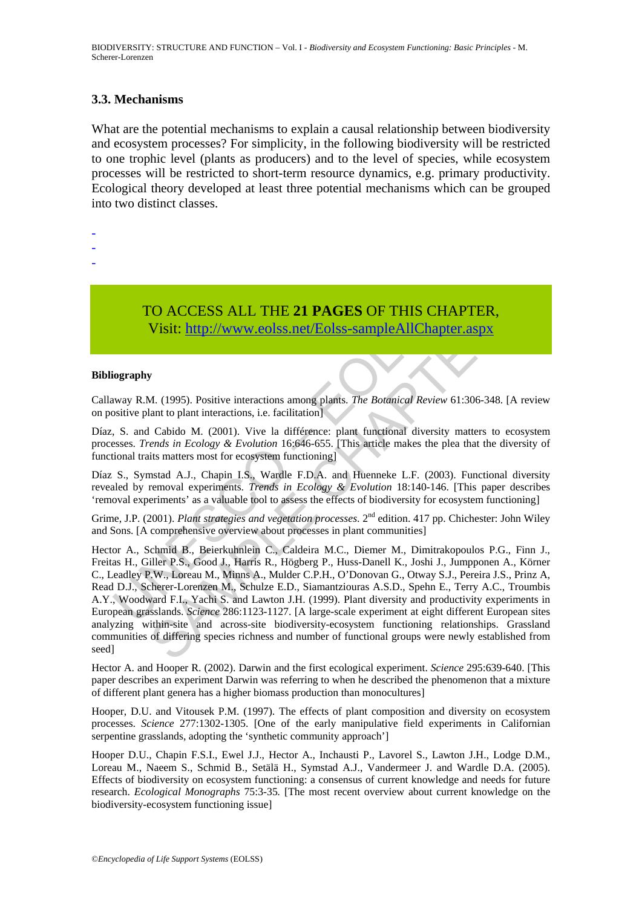### 3.3. Mechanisms

What are the potential mechanisms to explain a causal relationship between biodiversity and ecosystem processes? For simplicity, in the following biodiversity will be restricted to one trophic level (plants as producers) and to the level of species, while ecosystem processes will be restricted to short-term resource dynamics, e.g. primary productivity. Ecological theory developed at least three potential mechanisms which can be grouped into two distinct classes.

-
-
-

TO ACCESS ALL THE **21 PAGES** OF THIS CHAPTER,
Visit: http://www.eolss.net/Eolss-sampleAllChapter.aspx

**Bibliography**

Callaway R.M. (1995). Positive interactions among plants. *The Botanical Review* 61:306-348. [A review on positive plant to plant interactions, i.e. facilitation]

Díaz, S. and Cabido M. (2001). Vive la différence: plant functional diversity matters to ecosystem processes. *Trends in Ecology & Evolution* 16:646-655. [This article makes the plea that the diversity of functional traits matters most for ecosystem functioning]

Díaz S., Symstad A.J., Chapin I.S., Wardle F.D.A. and Huenneke L.F. (2003). Functional diversity revealed by removal experiments. *Trends in Ecology & Evolution* 18:140-146. [This paper describes 'removal experiments' as a valuable tool to assess the effects of biodiversity for ecosystem functioning]

Grime, J.P. (2001). *Plant strategies and vegetation processes.* 2nd edition. 417 pp. Chichester: John Wiley and Sons. [A comprehensive overview about processes in plant communities]

Hector A., Schmid B., Beierkuhnlein C., Caldeira M.C., Diemer M., Dimitrakopoulos P.G., Finn J., Freitas H., Giller P.S., Good J., Harris R., Högberg P., Huss-Danell K., Joshi J., Jumpponen A., Körner C., Leadley P.W., Loreau M., Minns A., Mulder C.P.H., O'Donovan G., Otway S.J., Pereira J.S., Prinz A, Read D.J., Scherer-Lorenzen M., Schulze E.D., Siamantziouras A.S.D., Spehn E., Terry A.C., Troumbis A.Y., Woodward F.I., Yachi S. and Lawton J.H. (1999). Plant diversity and productivity experiments in European grasslands. *Science* 286:1123-1127. [A large-scale experiment at eight different European sites analyzing within-site and across-site biodiversity-ecosystem functioning relationships. Grassland communities of differing species richness and number of functional groups were newly established from seed]

Hector A. and Hooper R. (2002). Darwin and the first ecological experiment. *Science* 295:639-640. [This paper describes an experiment Darwin was referring to when he described the phenomenon that a mixture of different plant genera has a higher biomass production than monocultures]

Hooper, D.U. and Vitousek P.M. (1997). The effects of plant composition and diversity on ecosystem processes. *Science* 277:1302-1305. [One of the early manipulative field experiments in Californian serpentine grasslands, adopting the 'synthetic community approach']

Hooper D.U., Chapin F.S.I., Ewel J.J., Hector A., Inchausti P., Lavorel S., Lawton J.H., Lodge D.M., Loreau M., Naeem S., Schmid B., Setälä H., Symstad A.J., Vandermeer J. and Wardle D.A. (2005). Effects of biodiversity on ecosystem functioning: a consensus of current knowledge and needs for future research. *Ecological Monographs* 75:3-35. [The most recent overview about current knowledge on the biodiversity-ecosystem functioning issue]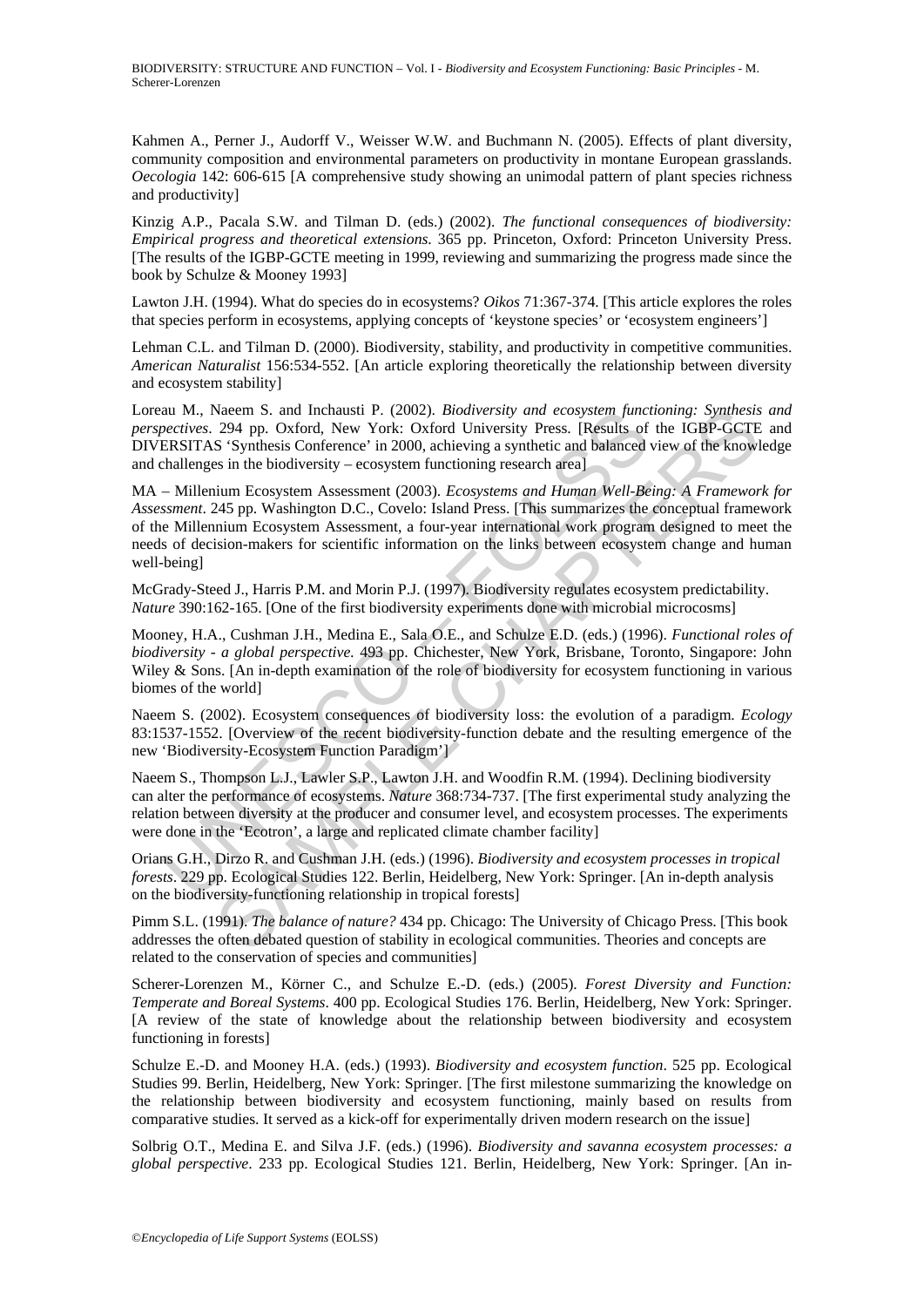Kahmen A., Perner J., Audorff V., Weisser W.W. and Buchmann N. (2005). Effects of plant diversity, community composition and environmental parameters on productivity in montane European grasslands. *Oecologia* 142: 606-615 [A comprehensive study showing an unimodal pattern of plant species richness and productivity]

Kinzig A.P., Pacala S.W. and Tilman D. (eds.) (2002). *The functional consequences of biodiversity: Empirical progress and theoretical extensions.* 365 pp. Princeton, Oxford: Princeton University Press. [The results of the IGBP-GCTE meeting in 1999, reviewing and summarizing the progress made since the book by Schulze & Mooney 1993]

Lawton J.H. (1994). What do species do in ecosystems? *Oikos* 71:367-374. [This article explores the roles that species perform in ecosystems, applying concepts of 'keystone species' or 'ecosystem engineers']

Lehman C.L. and Tilman D. (2000). Biodiversity, stability, and productivity in competitive communities. *American Naturalist* 156:534-552. [An article exploring theoretically the relationship between diversity and ecosystem stability]

Loreau M., Naeem S. and Inchausti P. (2002). *Biodiversity and ecosystem functioning: Synthesis and perspectives*. 294 pp. Oxford, New York: Oxford University Press. [Results of the IGBP-GCTE and DIVERSITAS 'Synthesis Conference' in 2000, achieving a synthetic and balanced view of the knowledge and challenges in the biodiversity – ecosystem functioning research area]

MA – Millenium Ecosystem Assessment (2003). *Ecosystems and Human Well-Being: A Framework for Assessment*. 245 pp. Washington D.C., Covelo: Island Press. [This summarizes the conceptual framework of the Millennium Ecosystem Assessment, a four-year international work program designed to meet the needs of decision-makers for scientific information on the links between ecosystem change and human well-being]

McGrady-Steed J., Harris P.M. and Morin P.J. (1997). Biodiversity regulates ecosystem predictability. *Nature* 390:162-165. [One of the first biodiversity experiments done with microbial microcosms]

Mooney, H.A., Cushman J.H., Medina E., Sala O.E., and Schulze E.D. (eds.) (1996). *Functional roles of biodiversity - a global perspective.* 493 pp. Chichester, New York, Brisbane, Toronto, Singapore: John Wiley & Sons. [An in-depth examination of the role of biodiversity for ecosystem functioning in various biomes of the world]

Naeem S. (2002). Ecosystem consequences of biodiversity loss: the evolution of a paradigm. *Ecology* 83:1537-1552. [Overview of the recent biodiversity-function debate and the resulting emergence of the new 'Biodiversity-Ecosystem Function Paradigm']

Naeem S., Thompson L.J., Lawler S.P., Lawton J.H. and Woodfin R.M. (1994). Declining biodiversity can alter the performance of ecosystems. *Nature* 368:734-737. [The first experimental study analyzing the relation between diversity at the producer and consumer level, and ecosystem processes. The experiments were done in the 'Ecotron', a large and replicated climate chamber facility]

Orians G.H., Dirzo R. and Cushman J.H. (eds.) (1996). *Biodiversity and ecosystem processes in tropical forests*. 229 pp. Ecological Studies 122. Berlin, Heidelberg, New York: Springer. [An in-depth analysis on the biodiversity-functioning relationship in tropical forests]

Pimm S.L. (1991). *The balance of nature?* 434 pp. Chicago: The University of Chicago Press. [This book addresses the often debated question of stability in ecological communities. Theories and concepts are related to the conservation of species and communities]

Scherer-Lorenzen M., Körner C., and Schulze E.-D. (eds.) (2005). *Forest Diversity and Function: Temperate and Boreal Systems*. 400 pp. Ecological Studies 176. Berlin, Heidelberg, New York: Springer. [A review of the state of knowledge about the relationship between biodiversity and ecosystem functioning in forests]

Schulze E.-D. and Mooney H.A. (eds.) (1993). *Biodiversity and ecosystem function*. 525 pp. Ecological Studies 99. Berlin, Heidelberg, New York: Springer. [The first milestone summarizing the knowledge on the relationship between biodiversity and ecosystem functioning, mainly based on results from comparative studies. It served as a kick-off for experimentally driven modern research on the issue]

Solbrig O.T., Medina E. and Silva J.F. (eds.) (1996). *Biodiversity and savanna ecosystem processes: a global perspective*. 233 pp. Ecological Studies 121. Berlin, Heidelberg, New York: Springer. [An in-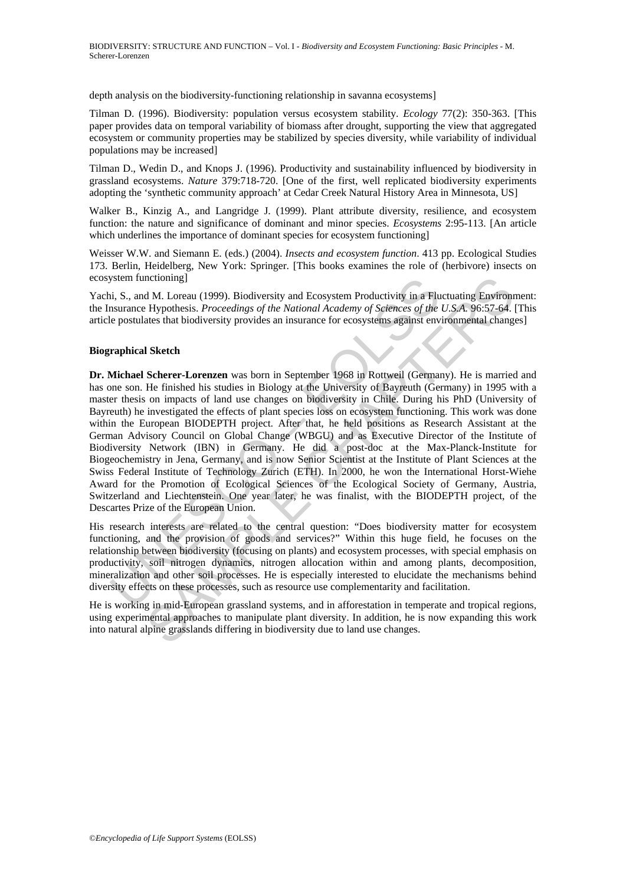depth analysis on the biodiversity-functioning relationship in savanna ecosystems]

Tilman D. (1996). Biodiversity: population versus ecosystem stability. *Ecology* 77(2): 350-363. [This paper provides data on temporal variability of biomass after drought, supporting the view that aggregated ecosystem or community properties may be stabilized by species diversity, while variability of individual populations may be increased]

Tilman D., Wedin D., and Knops J. (1996). Productivity and sustainability influenced by biodiversity in grassland ecosystems. *Nature* 379:718-720. [One of the first, well replicated biodiversity experiments adopting the 'synthetic community approach' at Cedar Creek Natural History Area in Minnesota, US]

Walker B., Kinzig A., and Langridge J. (1999). Plant attribute diversity, resilience, and ecosystem function: the nature and significance of dominant and minor species. *Ecosystems* 2:95-113. [An article which underlines the importance of dominant species for ecosystem functioning]

Weisser W.W. and Siemann E. (eds.) (2004). *Insects and ecosystem function*. 413 pp. Ecological Studies 173. Berlin, Heidelberg, New York: Springer. [This books examines the role of (herbivore) insects on ecosystem functioning]

Yachi, S., and M. Loreau (1999). Biodiversity and Ecosystem Productivity in a Fluctuating Environment: the Insurance Hypothesis. *Proceedings of the National Academy of Sciences of the U.S.A.* 96:57-64. [This article postulates that biodiversity provides an insurance for ecosystems against environmental changes]

**Biographical Sketch**

**Dr. Michael Scherer-Lorenzen** was born in September 1968 in Rottweil (Germany). He is married and has one son. He finished his studies in Biology at the University of Bayreuth (Germany) in 1995 with a master thesis on impacts of land use changes on biodiversity in Chile. During his PhD (University of Bayreuth) he investigated the effects of plant species loss on ecosystem functioning. This work was done within the European BIODEPTH project. After that, he held positions as Research Assistant at the German Advisory Council on Global Change (WBGU) and as Executive Director of the Institute of Biodiversity Network (IBN) in Germany. He did a post-doc at the Max-Planck-Institute for Biogeochemistry in Jena, Germany, and is now Senior Scientist at the Institute of Plant Sciences at the Swiss Federal Institute of Technology Zurich (ETH). In 2000, he won the International Horst-Wiehe Award for the Promotion of Ecological Sciences of the Ecological Society of Germany, Austria, Switzerland and Liechtenstein. One year later, he was finalist, with the BIODEPTH project, of the Descartes Prize of the European Union.

His research interests are related to the central question: "Does biodiversity matter for ecosystem functioning, and the provision of goods and services?" Within this huge field, he focuses on the relationship between biodiversity (focusing on plants) and ecosystem processes, with special emphasis on productivity, soil nitrogen dynamics, nitrogen allocation within and among plants, decomposition, mineralization and other soil processes. He is especially interested to elucidate the mechanisms behind diversity effects on these processes, such as resource use complementarity and facilitation.

He is working in mid-European grassland systems, and in afforestation in temperate and tropical regions, using experimental approaches to manipulate plant diversity. In addition, he is now expanding this work into natural alpine grasslands differing in biodiversity due to land use changes.